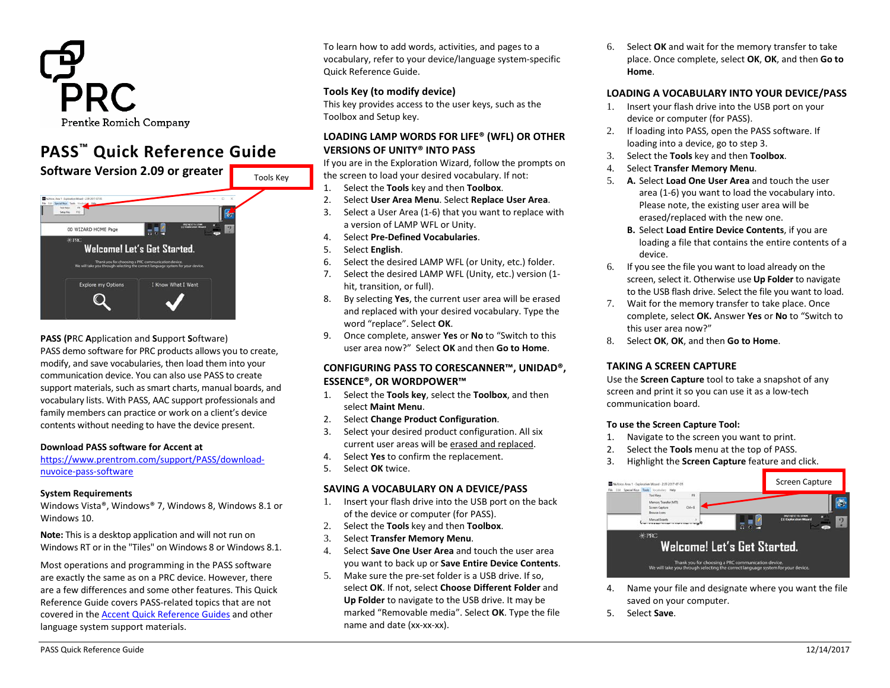PRC

Prentke Romich Company

# PASS™ Quick Reference Guide

## Software Version 2.09 or greater

**PASS (PRC Application and Support Software)**
PASS demo software for PRC products allows you to create, modify, and save vocabularies, then load them into your communication device. You can also use PASS to create support materials, such as smart charts, manual boards, and vocabulary lists. With PASS, AAC support professionals and family members can practice or work on a client's device contents without needing to have the device present.

**Download PASS software for Accent at**
https://www.prentrom.com/support/PASS/download-nuvoice-pass-software

**System Requirements**
Windows Vista®, Windows® 7, Windows 8, Windows 8.1 or Windows 10.

**Note:** This is a desktop application and will not run on Windows RT or in the "Tiles" on Windows 8 or Windows 8.1.

Most operations and programming in the PASS software are exactly the same as on a PRC device. However, there are a few differences and some other features. This Quick Reference Guide covers PASS-related topics that are not covered in the Accent Quick Reference Guides and other language system support materials.

To learn how to add words, activities, and pages to a vocabulary, refer to your device/language system-specific Quick Reference Guide.

### Tools Key (to modify device)

This key provides access to the user keys, such as the Toolbox and Setup key.

### LOADING LAMP WORDS FOR LIFE® (WFL) OR OTHER VERSIONS OF UNITY® INTO PASS

If you are in the Exploration Wizard, follow the prompts on the screen to load your desired vocabulary. If not:

1. Select the **Tools** key and then **Toolbox**.
2. Select **User Area Menu**. Select **Replace User Area**.
3. Select a User Area (1-6) that you want to replace with a version of LAMP WFL or Unity.
4. Select **Pre-Defined Vocabularies**.
5. Select **English**.
6. Select the desired LAMP WFL (or Unity, etc.) folder.
7. Select the desired LAMP WFL (Unity, etc.) version (1-hit, transition, or full).
8. By selecting **Yes**, the current user area will be erased and replaced with your desired vocabulary. Type the word "replace". Select **OK**.
9. Once complete, answer **Yes** or **No** to "Switch to this user area now?" Select **OK** and then **Go to Home**.

### CONFIGURING PASS TO CORESCANNER™, UNIDAD®, ESSENCE®, OR WORDPOWER™

1. Select the **Tools key**, select the **Toolbox**, and then select **Maint Menu**.
2. Select **Change Product Configuration**.
3. Select your desired product configuration. All six current user areas will be erased and replaced.
4. Select **Yes** to confirm the replacement.
5. Select **OK** twice.

### SAVING A VOCABULARY ON A DEVICE/PASS

1. Insert your flash drive into the USB port on the back of the device or computer (for PASS).
2. Select the **Tools** key and then **Toolbox**.
3. Select **Transfer Memory Menu**.
4. Select **Save One User Area** and touch the user area you want to back up or **Save Entire Device Contents**.
5. Make sure the pre-set folder is a USB drive. If so, select **OK**. If not, select **Choose Different Folder** and **Up Folder** to navigate to the USB drive. It may be marked "Removable media". Select **OK**. Type the file name and date (xx-xx-xx).
6. Select **OK** and wait for the memory transfer to take place. Once complete, select **OK**, **OK**, and then **Go to Home**.

### LOADING A VOCABULARY INTO YOUR DEVICE/PASS

1. Insert your flash drive into the USB port on your device or computer (for PASS).
2. If loading into PASS, open the PASS software. If loading into a device, go to step 3.
3. Select the **Tools** key and then **Toolbox**.
4. Select **Transfer Memory Menu**.
5. **A.** Select **Load One User Area** and touch the user area (1-6) you want to load the vocabulary into. Please note, the existing user area will be erased/replaced with the new one.
   **B.** Select **Load Entire Device Contents**, if you are loading a file that contains the entire contents of a device.
6. If you see the file you want to load already on the screen, select it. Otherwise use **Up Folder** to navigate to the USB flash drive. Select the file you want to load.
7. Wait for the memory transfer to take place. Once complete, select **OK.** Answer **Yes** or **No** to "Switch to this user area now?"
8. Select **OK**, **OK**, and then **Go to Home**.

### TAKING A SCREEN CAPTURE

Use the **Screen Capture** tool to take a snapshot of any screen and print it so you can use it as a low-tech communication board.

**To use the Screen Capture Tool:**

1. Navigate to the screen you want to print.
2. Select the **Tools** menu at the top of PASS.
3. Highlight the **Screen Capture** feature and click.
4. Name your file and designate where you want the file saved on your computer.
5. Select **Save**.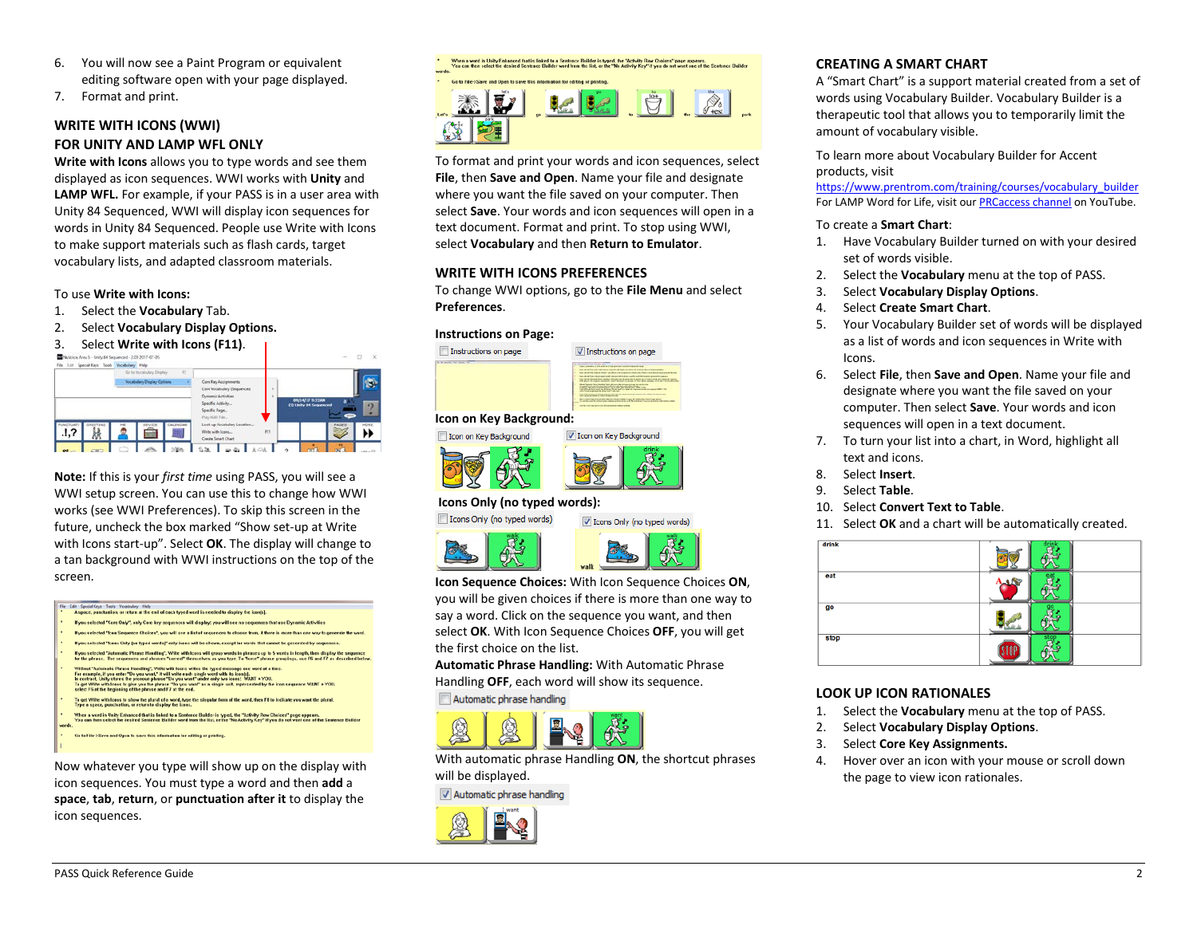6. You will now see a Paint Program or equivalent editing software open with your page displayed.
7. Format and print.

## WRITE WITH ICONS (WWI)
## FOR UNITY AND LAMP WFL ONLY

**Write with Icons** allows you to type words and see them displayed as icon sequences. WWI works with **Unity** and **LAMP WFL.** For example, if your PASS is in a user area with Unity 84 Sequenced, WWI will display icon sequences for words in Unity 84 Sequenced. People use Write with Icons to make support materials such as flash cards, target vocabulary lists, and adapted classroom materials.

To use **Write with Icons:**

1. Select the **Vocabulary** Tab.
2. Select **Vocabulary Display Options.**
3. Select **Write with Icons (F11)**.

**Note:** If this is your *first time* using PASS, you will see a WWI setup screen. You can use this to change how WWI works (see WWI Preferences). To skip this screen in the future, uncheck the box marked "Show set-up at Write with Icons start-up". Select **OK**. The display will change to a tan background with WWI instructions on the top of the screen.

Now whatever you type will show up on the display with icon sequences. You must type a word and then **add** a **space**, **tab**, **return**, or **punctuation after it** to display the icon sequences.

To format and print your words and icon sequences, select **File**, then **Save and Open**. Name your file and designate where you want the file saved on your computer. Then select **Save**. Your words and icon sequences will open in a text document. Format and print. To stop using WWI, select **Vocabulary** and then **Return to Emulator**.

## WRITE WITH ICONS PREFERENCES

To change WWI options, go to the **File Menu** and select **Preferences**.

**Instructions on Page:**

**Icon on Key Background:**

**Icons Only (no typed words):**

**Icon Sequence Choices:** With Icon Sequence Choices **ON**, you will be given choices if there is more than one way to say a word. Click on the sequence you want, and then select **OK**. With Icon Sequence Choices **OFF**, you will get the first choice on the list.

**Automatic Phrase Handling:** With Automatic Phrase Handling **OFF**, each word will show its sequence.

With automatic phrase Handling **ON**, the shortcut phrases will be displayed.

## CREATING A SMART CHART

A "Smart Chart" is a support material created from a set of words using Vocabulary Builder. Vocabulary Builder is a therapeutic tool that allows you to temporarily limit the amount of vocabulary visible.

To learn more about Vocabulary Builder for Accent products, visit https://www.prentrom.com/training/courses/vocabulary_builder
For LAMP Word for Life, visit our PRCaccess channel on YouTube.

To create a **Smart Chart**:

1. Have Vocabulary Builder turned on with your desired set of words visible.
2. Select the **Vocabulary** menu at the top of PASS.
3. Select **Vocabulary Display Options**.
4. Select **Create Smart Chart**.
5. Your Vocabulary Builder set of words will be displayed as a list of words and icon sequences in Write with Icons.
6. Select **File**, then **Save and Open**. Name your file and designate where you want the file saved on your computer. Then select **Save**. Your words and icon sequences will open in a text document.
7. To turn your list into a chart, in Word, highlight all text and icons.
8. Select **Insert**.
9. Select **Table**.
10. Select **Convert Text to Table**.
11. Select **OK** and a chart will be automatically created.

| | | |
|---|---|---|
| drink | | |
| eat | | |
| go | | |
| stop | | |

## LOOK UP ICON RATIONALES

1. Select the **Vocabulary** menu at the top of PASS.
2. Select **Vocabulary Display Options**.
3. Select **Core Key Assignments.**
4. Hover over an icon with your mouse or scroll down the page to view icon rationales.